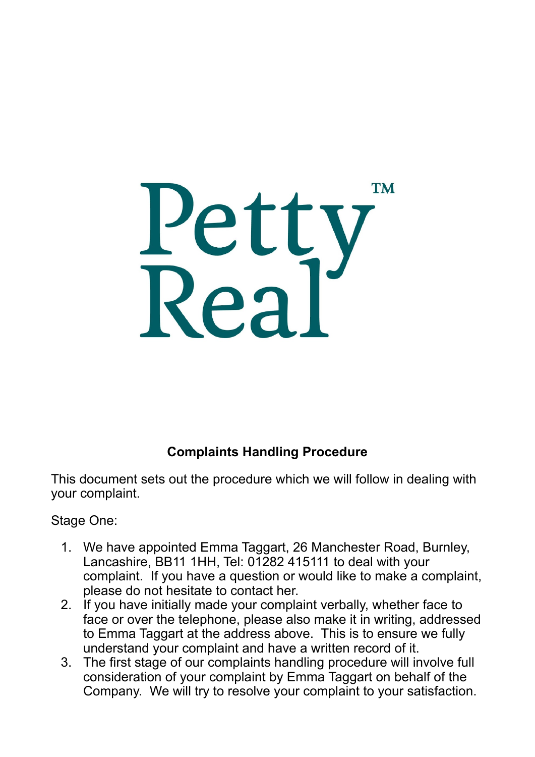Petty Real™

**Complaints Handling Procedure**

This document sets out the procedure which we will follow in dealing with your complaint.

Stage One:

1. We have appointed Emma Taggart, 26 Manchester Road, Burnley, Lancashire, BB11 1HH, Tel: 01282 415111 to deal with your complaint. If you have a question or would like to make a complaint, please do not hesitate to contact her.
2. If you have initially made your complaint verbally, whether face to face or over the telephone, please also make it in writing, addressed to Emma Taggart at the address above. This is to ensure we fully understand your complaint and have a written record of it.
3. The first stage of our complaints handling procedure will involve full consideration of your complaint by Emma Taggart on behalf of the Company. We will try to resolve your complaint to your satisfaction.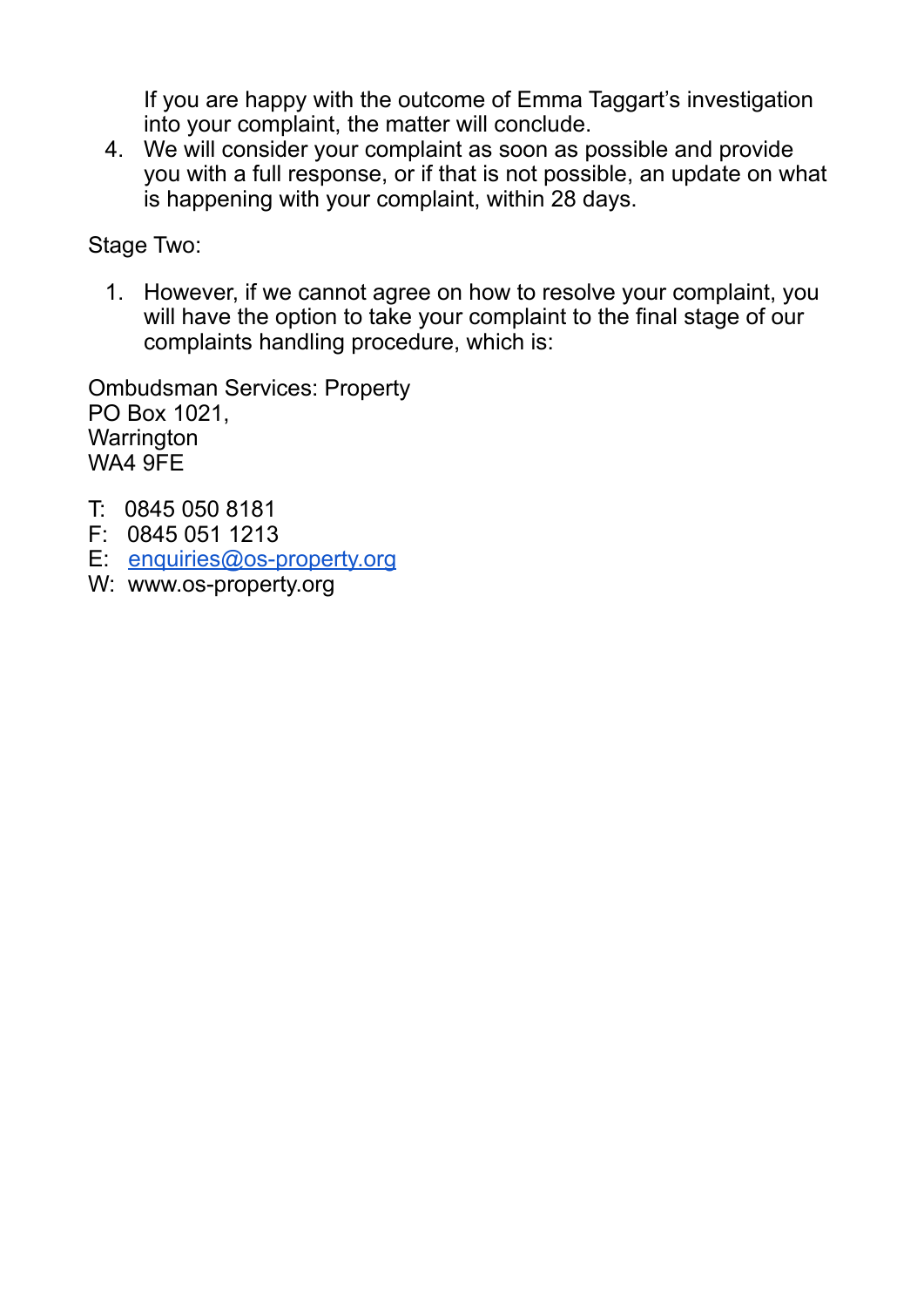If you are happy with the outcome of Emma Taggart's investigation into your complaint, the matter will conclude.

4. We will consider your complaint as soon as possible and provide you with a full response, or if that is not possible, an update on what is happening with your complaint, within 28 days.

Stage Two:

1. However, if we cannot agree on how to resolve your complaint, you will have the option to take your complaint to the final stage of our complaints handling procedure, which is:

Ombudsman Services: Property
PO Box 1021,
Warrington
WA4 9FE

T: 0845 050 8181
F: 0845 051 1213
E: enquiries@os-property.org
W: www.os-property.org